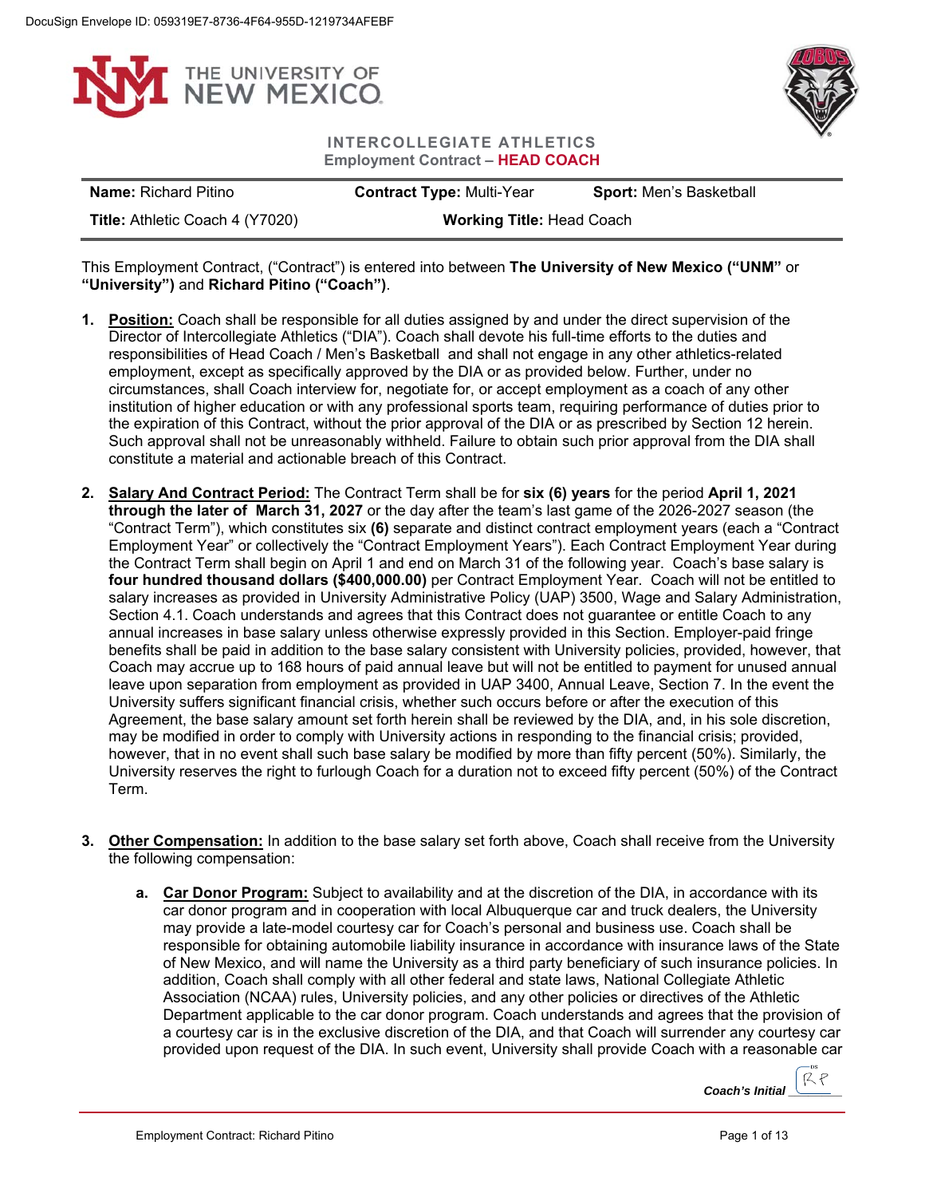THE UNIVERSITY OF NEW MEXICO

**INTERCOLLEGIATE ATHLETICS**
**Employment Contract – HEAD COACH**

| **Name:** Richard Pitino | **Contract Type:** Multi-Year | **Sport:** Men's Basketball |
| --- | --- | --- |
| **Title:** Athletic Coach 4 (Y7020) | **Working Title:** Head Coach | |

This Employment Contract, ("Contract") is entered into between **The University of New Mexico ("UNM"** or **"University")** and **Richard Pitino ("Coach")**.

1. **Position:** Coach shall be responsible for all duties assigned by and under the direct supervision of the Director of Intercollegiate Athletics ("DIA"). Coach shall devote his full-time efforts to the duties and responsibilities of Head Coach / Men's Basketball and shall not engage in any other athletics-related employment, except as specifically approved by the DIA or as provided below. Further, under no circumstances, shall Coach interview for, negotiate for, or accept employment as a coach of any other institution of higher education or with any professional sports team, requiring performance of duties prior to the expiration of this Contract, without the prior approval of the DIA or as prescribed by Section 12 herein. Such approval shall not be unreasonably withheld. Failure to obtain such prior approval from the DIA shall constitute a material and actionable breach of this Contract.

2. **Salary And Contract Period:** The Contract Term shall be for **six (6) years** for the period **April 1, 2021 through the later of March 31, 2027** or the day after the team's last game of the 2026-2027 season (the "Contract Term"), which constitutes six **(6)** separate and distinct contract employment years (each a "Contract Employment Year" or collectively the "Contract Employment Years"). Each Contract Employment Year during the Contract Term shall begin on April 1 and end on March 31 of the following year. Coach's base salary is **four hundred thousand dollars ($400,000.00)** per Contract Employment Year. Coach will not be entitled to salary increases as provided in University Administrative Policy (UAP) 3500, Wage and Salary Administration, Section 4.1. Coach understands and agrees that this Contract does not guarantee or entitle Coach to any annual increases in base salary unless otherwise expressly provided in this Section. Employer-paid fringe benefits shall be paid in addition to the base salary consistent with University policies, provided, however, that Coach may accrue up to 168 hours of paid annual leave but will not be entitled to payment for unused annual leave upon separation from employment as provided in UAP 3400, Annual Leave, Section 7. In the event the University suffers significant financial crisis, whether such occurs before or after the execution of this Agreement, the base salary amount set forth herein shall be reviewed by the DIA, and, in his sole discretion, may be modified in order to comply with University actions in responding to the financial crisis; provided, however, that in no event shall such base salary be modified by more than fifty percent (50%). Similarly, the University reserves the right to furlough Coach for a duration not to exceed fifty percent (50%) of the Contract Term.

3. **Other Compensation:** In addition to the base salary set forth above, Coach shall receive from the University the following compensation:

   a. **Car Donor Program:** Subject to availability and at the discretion of the DIA, in accordance with its car donor program and in cooperation with local Albuquerque car and truck dealers, the University may provide a late-model courtesy car for Coach's personal and business use. Coach shall be responsible for obtaining automobile liability insurance in accordance with insurance laws of the State of New Mexico, and will name the University as a third party beneficiary of such insurance policies. In addition, Coach shall comply with all other federal and state laws, National Collegiate Athletic Association (NCAA) rules, University policies, and any other policies or directives of the Athletic Department applicable to the car donor program. Coach understands and agrees that the provision of a courtesy car is in the exclusive discretion of the DIA, and that Coach will surrender any courtesy car provided upon request of the DIA. In such event, University shall provide Coach with a reasonable car

*Coach's Initial* RP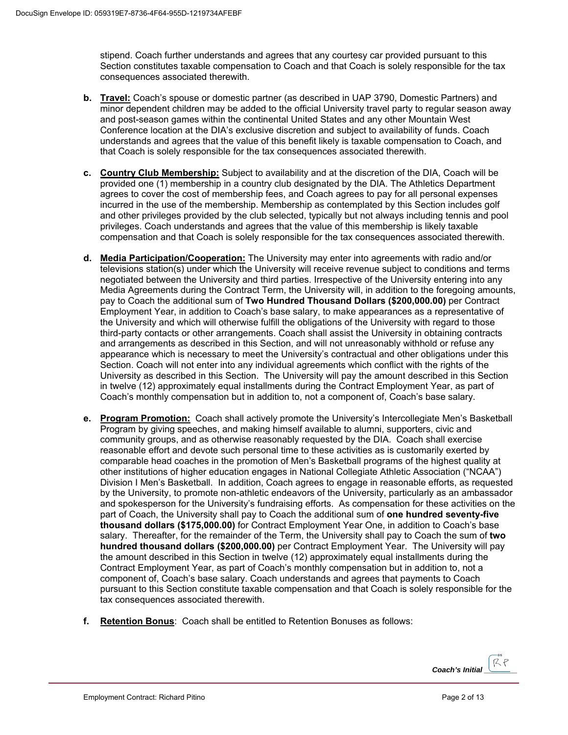stipend. Coach further understands and agrees that any courtesy car provided pursuant to this Section constitutes taxable compensation to Coach and that Coach is solely responsible for the tax consequences associated therewith.

**b.** **Travel:** Coach's spouse or domestic partner (as described in UAP 3790, Domestic Partners) and minor dependent children may be added to the official University travel party to regular season away and post-season games within the continental United States and any other Mountain West Conference location at the DIA's exclusive discretion and subject to availability of funds. Coach understands and agrees that the value of this benefit likely is taxable compensation to Coach, and that Coach is solely responsible for the tax consequences associated therewith.

**c.** **Country Club Membership:** Subject to availability and at the discretion of the DIA, Coach will be provided one (1) membership in a country club designated by the DIA. The Athletics Department agrees to cover the cost of membership fees, and Coach agrees to pay for all personal expenses incurred in the use of the membership. Membership as contemplated by this Section includes golf and other privileges provided by the club selected, typically but not always including tennis and pool privileges. Coach understands and agrees that the value of this membership is likely taxable compensation and that Coach is solely responsible for the tax consequences associated therewith.

**d.** **Media Participation/Cooperation:** The University may enter into agreements with radio and/or televisions station(s) under which the University will receive revenue subject to conditions and terms negotiated between the University and third parties. Irrespective of the University entering into any Media Agreements during the Contract Term, the University will, in addition to the foregoing amounts, pay to Coach the additional sum of **Two Hundred Thousand Dollars ($200,000.00)** per Contract Employment Year, in addition to Coach's base salary, to make appearances as a representative of the University and which will otherwise fulfill the obligations of the University with regard to those third-party contacts or other arrangements. Coach shall assist the University in obtaining contracts and arrangements as described in this Section, and will not unreasonably withhold or refuse any appearance which is necessary to meet the University's contractual and other obligations under this Section. Coach will not enter into any individual agreements which conflict with the rights of the University as described in this Section. The University will pay the amount described in this Section in twelve (12) approximately equal installments during the Contract Employment Year, as part of Coach's monthly compensation but in addition to, not a component of, Coach's base salary.

**e.** **Program Promotion:** Coach shall actively promote the University's Intercollegiate Men's Basketball Program by giving speeches, and making himself available to alumni, supporters, civic and community groups, and as otherwise reasonably requested by the DIA. Coach shall exercise reasonable effort and devote such personal time to these activities as is customarily exerted by comparable head coaches in the promotion of Men's Basketball programs of the highest quality at other institutions of higher education engages in National Collegiate Athletic Association ("NCAA") Division I Men's Basketball. In addition, Coach agrees to engage in reasonable efforts, as requested by the University, to promote non-athletic endeavors of the University, particularly as an ambassador and spokesperson for the University's fundraising efforts. As compensation for these activities on the part of Coach, the University shall pay to Coach the additional sum of **one hundred seventy-five thousand dollars ($175,000.00)** for Contract Employment Year One, in addition to Coach's base salary. Thereafter, for the remainder of the Term, the University shall pay to Coach the sum of **two hundred thousand dollars ($200,000.00)** per Contract Employment Year. The University will pay the amount described in this Section in twelve (12) approximately equal installments during the Contract Employment Year, as part of Coach's monthly compensation but in addition to, not a component of, Coach's base salary. Coach understands and agrees that payments to Coach pursuant to this Section constitute taxable compensation and that Coach is solely responsible for the tax consequences associated therewith.

**f.** **Retention Bonus**: Coach shall be entitled to Retention Bonuses as follows:

*Coach's Initial* RP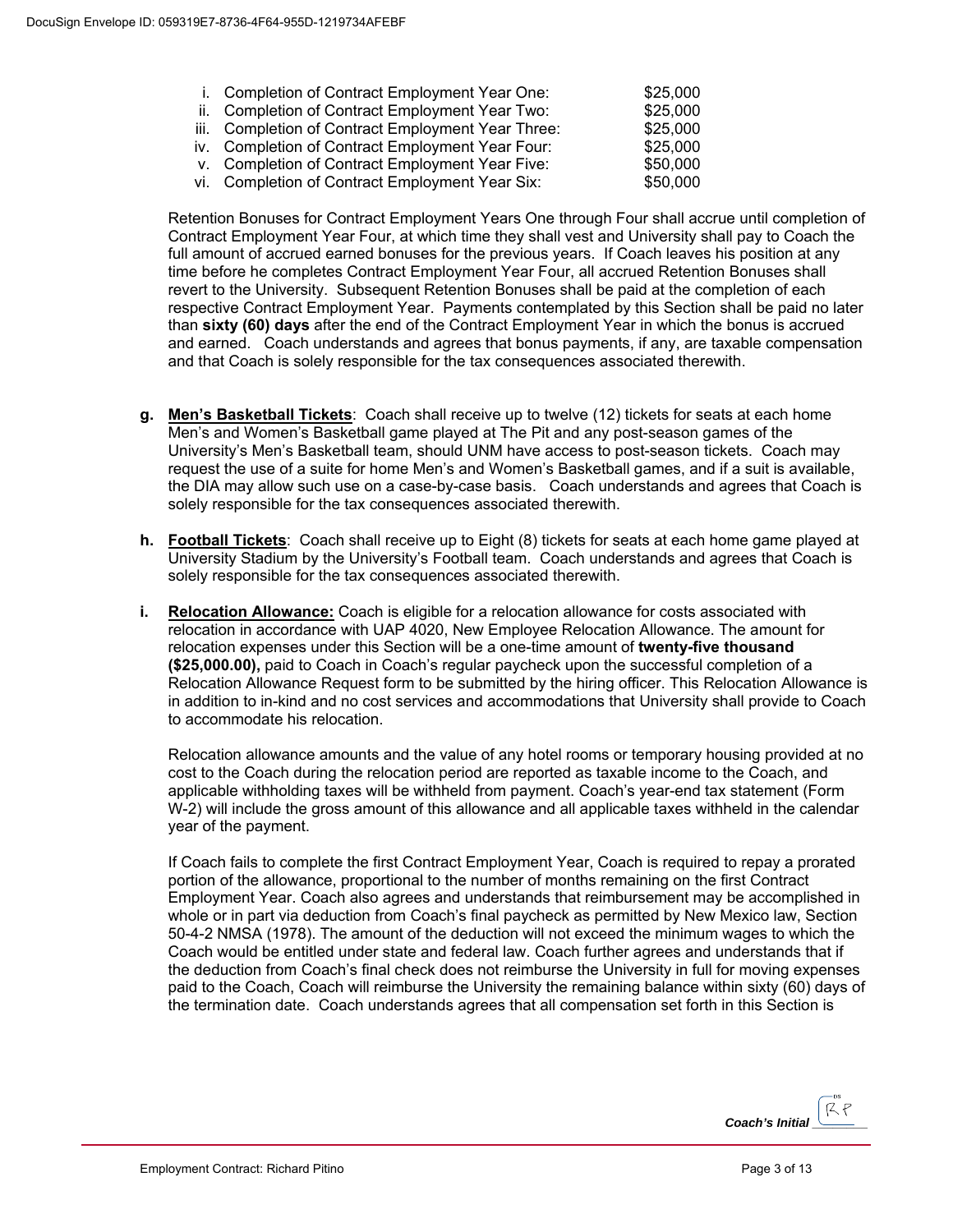| | | |
|---|---|---|
| i. | Completion of Contract Employment Year One: | $25,000 |
| ii. | Completion of Contract Employment Year Two: | $25,000 |
| iii. | Completion of Contract Employment Year Three: | $25,000 |
| iv. | Completion of Contract Employment Year Four: | $25,000 |
| v. | Completion of Contract Employment Year Five: | $50,000 |
| vi. | Completion of Contract Employment Year Six: | $50,000 |

Retention Bonuses for Contract Employment Years One through Four shall accrue until completion of Contract Employment Year Four, at which time they shall vest and University shall pay to Coach the full amount of accrued earned bonuses for the previous years. If Coach leaves his position at any time before he completes Contract Employment Year Four, all accrued Retention Bonuses shall revert to the University. Subsequent Retention Bonuses shall be paid at the completion of each respective Contract Employment Year. Payments contemplated by this Section shall be paid no later than **sixty (60) days** after the end of the Contract Employment Year in which the bonus is accrued and earned. Coach understands and agrees that bonus payments, if any, are taxable compensation and that Coach is solely responsible for the tax consequences associated therewith.

**g. Men's Basketball Tickets**: Coach shall receive up to twelve (12) tickets for seats at each home Men's and Women's Basketball game played at The Pit and any post-season games of the University's Men's Basketball team, should UNM have access to post-season tickets. Coach may request the use of a suite for home Men's and Women's Basketball games, and if a suit is available, the DIA may allow such use on a case-by-case basis. Coach understands and agrees that Coach is solely responsible for the tax consequences associated therewith.

**h. Football Tickets**: Coach shall receive up to Eight (8) tickets for seats at each home game played at University Stadium by the University's Football team. Coach understands and agrees that Coach is solely responsible for the tax consequences associated therewith.

**i. Relocation Allowance:** Coach is eligible for a relocation allowance for costs associated with relocation in accordance with UAP 4020, New Employee Relocation Allowance. The amount for relocation expenses under this Section will be a one-time amount of **twenty-five thousand ($25,000.00),** paid to Coach in Coach's regular paycheck upon the successful completion of a Relocation Allowance Request form to be submitted by the hiring officer. This Relocation Allowance is in addition to in-kind and no cost services and accommodations that University shall provide to Coach to accommodate his relocation.

Relocation allowance amounts and the value of any hotel rooms or temporary housing provided at no cost to the Coach during the relocation period are reported as taxable income to the Coach, and applicable withholding taxes will be withheld from payment. Coach's year-end tax statement (Form W-2) will include the gross amount of this allowance and all applicable taxes withheld in the calendar year of the payment.

If Coach fails to complete the first Contract Employment Year, Coach is required to repay a prorated portion of the allowance, proportional to the number of months remaining on the first Contract Employment Year. Coach also agrees and understands that reimbursement may be accomplished in whole or in part via deduction from Coach's final paycheck as permitted by New Mexico law, Section 50-4-2 NMSA (1978). The amount of the deduction will not exceed the minimum wages to which the Coach would be entitled under state and federal law. Coach further agrees and understands that if the deduction from Coach's final check does not reimburse the University in full for moving expenses paid to the Coach, Coach will reimburse the University the remaining balance within sixty (60) days of the termination date. Coach understands agrees that all compensation set forth in this Section is

*Coach's Initial* RP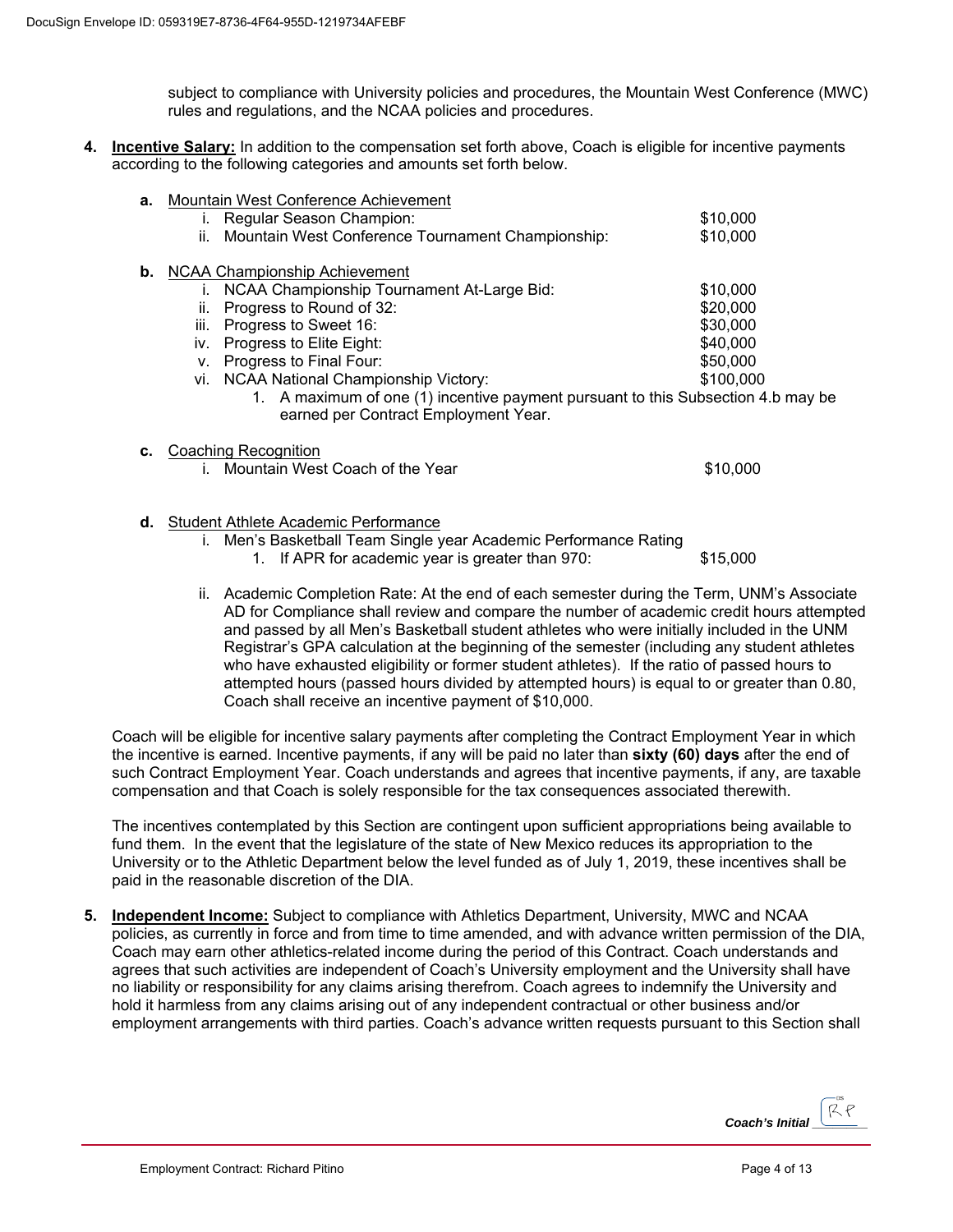subject to compliance with University policies and procedures, the Mountain West Conference (MWC) rules and regulations, and the NCAA policies and procedures.

4. **Incentive Salary:** In addition to the compensation set forth above, Coach is eligible for incentive payments according to the following categories and amounts set forth below.

   a. Mountain West Conference Achievement
      - i. Regular Season Champion: $10,000
      - ii. Mountain West Conference Tournament Championship: $10,000

   b. NCAA Championship Achievement
      - i. NCAA Championship Tournament At-Large Bid: $10,000
      - ii. Progress to Round of 32: $20,000
      - iii. Progress to Sweet 16: $30,000
      - iv. Progress to Elite Eight: $40,000
      - v. Progress to Final Four: $50,000
      - vi. NCAA National Championship Victory: $100,000
        1. A maximum of one (1) incentive payment pursuant to this Subsection 4.b may be earned per Contract Employment Year.

   c. Coaching Recognition
      - i. Mountain West Coach of the Year $10,000

   d. Student Athlete Academic Performance
      - i. Men's Basketball Team Single year Academic Performance Rating
        1. If APR for academic year is greater than 970: $15,000
      - ii. Academic Completion Rate: At the end of each semester during the Term, UNM's Associate AD for Compliance shall review and compare the number of academic credit hours attempted and passed by all Men's Basketball student athletes who were initially included in the UNM Registrar's GPA calculation at the beginning of the semester (including any student athletes who have exhausted eligibility or former student athletes). If the ratio of passed hours to attempted hours (passed hours divided by attempted hours) is equal to or greater than 0.80, Coach shall receive an incentive payment of $10,000.

   Coach will be eligible for incentive salary payments after completing the Contract Employment Year in which the incentive is earned. Incentive payments, if any will be paid no later than **sixty (60) days** after the end of such Contract Employment Year. Coach understands and agrees that incentive payments, if any, are taxable compensation and that Coach is solely responsible for the tax consequences associated therewith.

   The incentives contemplated by this Section are contingent upon sufficient appropriations being available to fund them. In the event that the legislature of the state of New Mexico reduces its appropriation to the University or to the Athletic Department below the level funded as of July 1, 2019, these incentives shall be paid in the reasonable discretion of the DIA.

5. **Independent Income:** Subject to compliance with Athletics Department, University, MWC and NCAA policies, as currently in force and from time to time amended, and with advance written permission of the DIA, Coach may earn other athletics-related income during the period of this Contract. Coach understands and agrees that such activities are independent of Coach's University employment and the University shall have no liability or responsibility for any claims arising therefrom. Coach agrees to indemnify the University and hold it harmless from any claims arising out of any independent contractual or other business and/or employment arrangements with third parties. Coach's advance written requests pursuant to this Section shall

*Coach's Initial* RP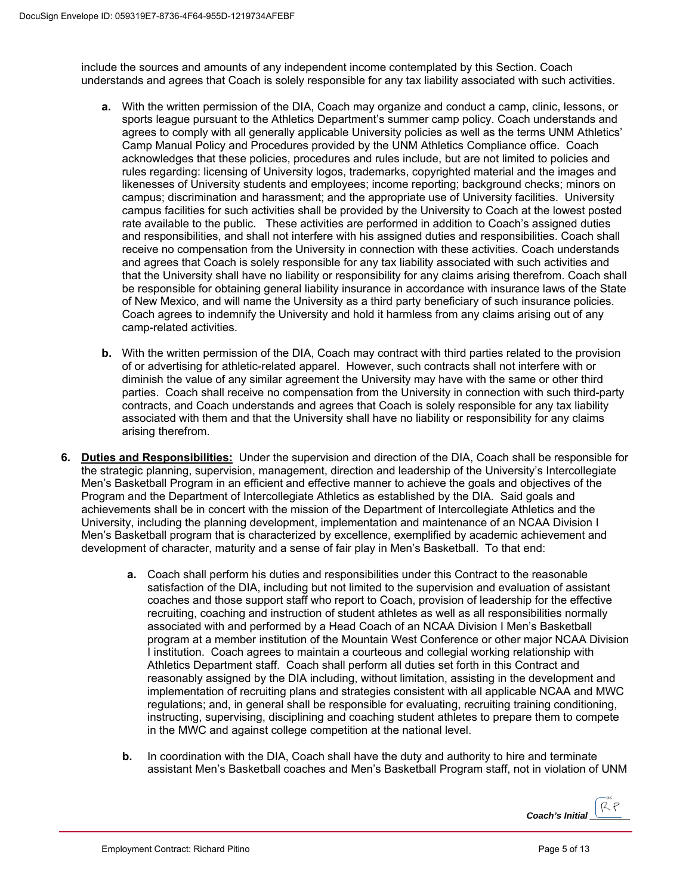include the sources and amounts of any independent income contemplated by this Section. Coach understands and agrees that Coach is solely responsible for any tax liability associated with such activities.

**a.** With the written permission of the DIA, Coach may organize and conduct a camp, clinic, lessons, or sports league pursuant to the Athletics Department's summer camp policy. Coach understands and agrees to comply with all generally applicable University policies as well as the terms UNM Athletics' Camp Manual Policy and Procedures provided by the UNM Athletics Compliance office. Coach acknowledges that these policies, procedures and rules include, but are not limited to policies and rules regarding: licensing of University logos, trademarks, copyrighted material and the images and likenesses of University students and employees; income reporting; background checks; minors on campus; discrimination and harassment; and the appropriate use of University facilities. University campus facilities for such activities shall be provided by the University to Coach at the lowest posted rate available to the public. These activities are performed in addition to Coach's assigned duties and responsibilities, and shall not interfere with his assigned duties and responsibilities. Coach shall receive no compensation from the University in connection with these activities. Coach understands and agrees that Coach is solely responsible for any tax liability associated with such activities and that the University shall have no liability or responsibility for any claims arising therefrom. Coach shall be responsible for obtaining general liability insurance in accordance with insurance laws of the State of New Mexico, and will name the University as a third party beneficiary of such insurance policies. Coach agrees to indemnify the University and hold it harmless from any claims arising out of any camp-related activities.

**b.** With the written permission of the DIA, Coach may contract with third parties related to the provision of or advertising for athletic-related apparel. However, such contracts shall not interfere with or diminish the value of any similar agreement the University may have with the same or other third parties. Coach shall receive no compensation from the University in connection with such third-party contracts, and Coach understands and agrees that Coach is solely responsible for any tax liability associated with them and that the University shall have no liability or responsibility for any claims arising therefrom.

**6. Duties and Responsibilities:** Under the supervision and direction of the DIA, Coach shall be responsible for the strategic planning, supervision, management, direction and leadership of the University's Intercollegiate Men's Basketball Program in an efficient and effective manner to achieve the goals and objectives of the Program and the Department of Intercollegiate Athletics as established by the DIA. Said goals and achievements shall be in concert with the mission of the Department of Intercollegiate Athletics and the University, including the planning development, implementation and maintenance of an NCAA Division I Men's Basketball program that is characterized by excellence, exemplified by academic achievement and development of character, maturity and a sense of fair play in Men's Basketball. To that end:

**a.** Coach shall perform his duties and responsibilities under this Contract to the reasonable satisfaction of the DIA, including but not limited to the supervision and evaluation of assistant coaches and those support staff who report to Coach, provision of leadership for the effective recruiting, coaching and instruction of student athletes as well as all responsibilities normally associated with and performed by a Head Coach of an NCAA Division I Men's Basketball program at a member institution of the Mountain West Conference or other major NCAA Division I institution. Coach agrees to maintain a courteous and collegial working relationship with Athletics Department staff. Coach shall perform all duties set forth in this Contract and reasonably assigned by the DIA including, without limitation, assisting in the development and implementation of recruiting plans and strategies consistent with all applicable NCAA and MWC regulations; and, in general shall be responsible for evaluating, recruiting training conditioning, instructing, supervising, disciplining and coaching student athletes to prepare them to compete in the MWC and against college competition at the national level.

**b.** In coordination with the DIA, Coach shall have the duty and authority to hire and terminate assistant Men's Basketball coaches and Men's Basketball Program staff, not in violation of UNM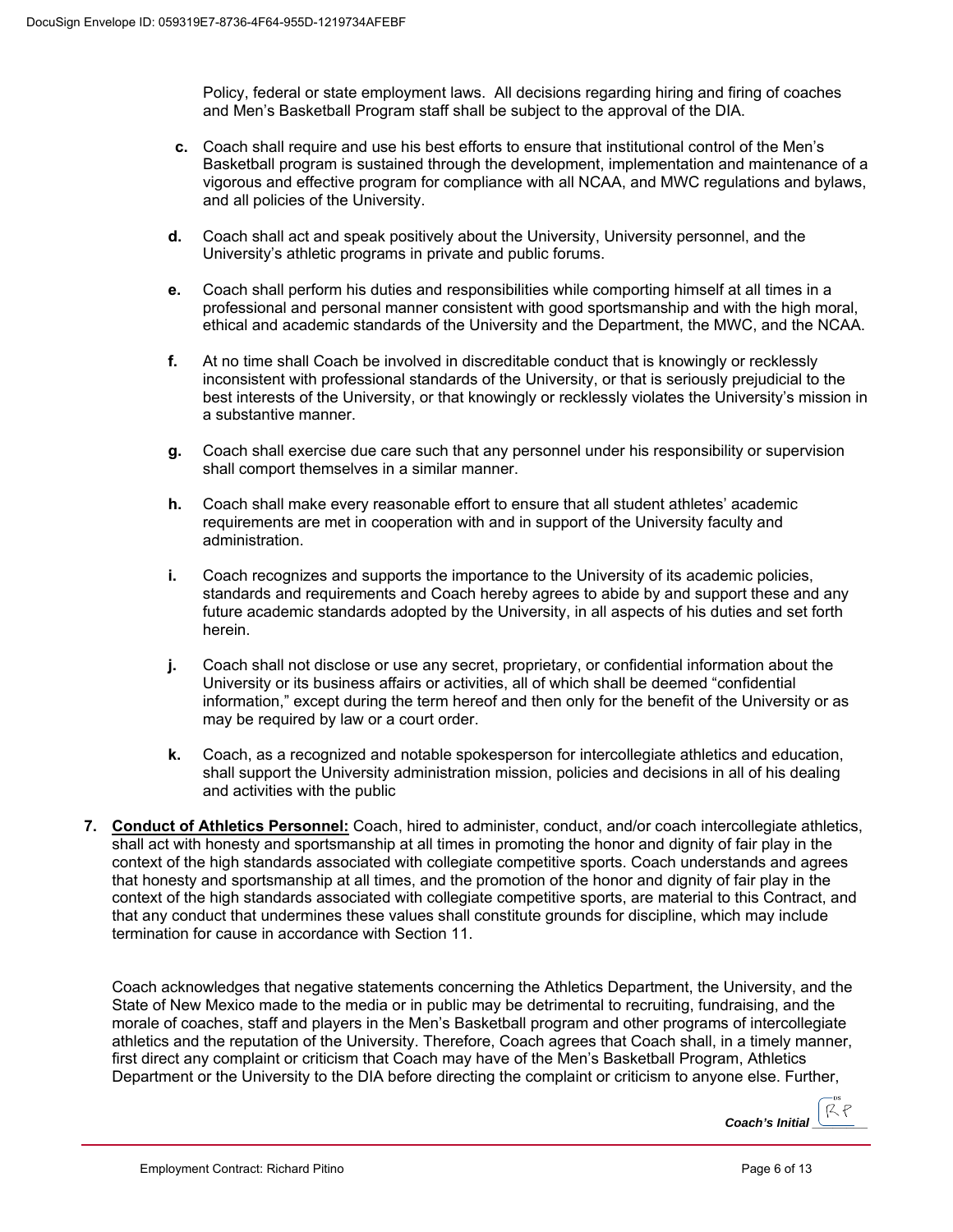Policy, federal or state employment laws. All decisions regarding hiring and firing of coaches and Men's Basketball Program staff shall be subject to the approval of the DIA.

**c.** Coach shall require and use his best efforts to ensure that institutional control of the Men's Basketball program is sustained through the development, implementation and maintenance of a vigorous and effective program for compliance with all NCAA, and MWC regulations and bylaws, and all policies of the University.

**d.** Coach shall act and speak positively about the University, University personnel, and the University's athletic programs in private and public forums.

**e.** Coach shall perform his duties and responsibilities while comporting himself at all times in a professional and personal manner consistent with good sportsmanship and with the high moral, ethical and academic standards of the University and the Department, the MWC, and the NCAA.

**f.** At no time shall Coach be involved in discreditable conduct that is knowingly or recklessly inconsistent with professional standards of the University, or that is seriously prejudicial to the best interests of the University, or that knowingly or recklessly violates the University's mission in a substantive manner.

**g.** Coach shall exercise due care such that any personnel under his responsibility or supervision shall comport themselves in a similar manner.

**h.** Coach shall make every reasonable effort to ensure that all student athletes' academic requirements are met in cooperation with and in support of the University faculty and administration.

**i.** Coach recognizes and supports the importance to the University of its academic policies, standards and requirements and Coach hereby agrees to abide by and support these and any future academic standards adopted by the University, in all aspects of his duties and set forth herein.

**j.** Coach shall not disclose or use any secret, proprietary, or confidential information about the University or its business affairs or activities, all of which shall be deemed "confidential information," except during the term hereof and then only for the benefit of the University or as may be required by law or a court order.

**k.** Coach, as a recognized and notable spokesperson for intercollegiate athletics and education, shall support the University administration mission, policies and decisions in all of his dealing and activities with the public

**7.** **<u>Conduct of Athletics Personnel:</u>** Coach, hired to administer, conduct, and/or coach intercollegiate athletics, shall act with honesty and sportsmanship at all times in promoting the honor and dignity of fair play in the context of the high standards associated with collegiate competitive sports. Coach understands and agrees that honesty and sportsmanship at all times, and the promotion of the honor and dignity of fair play in the context of the high standards associated with collegiate competitive sports, are material to this Contract, and that any conduct that undermines these values shall constitute grounds for discipline, which may include termination for cause in accordance with Section 11.

Coach acknowledges that negative statements concerning the Athletics Department, the University, and the State of New Mexico made to the media or in public may be detrimental to recruiting, fundraising, and the morale of coaches, staff and players in the Men's Basketball program and other programs of intercollegiate athletics and the reputation of the University. Therefore, Coach agrees that Coach shall, in a timely manner, first direct any complaint or criticism that Coach may have of the Men's Basketball Program, Athletics Department or the University to the DIA before directing the complaint or criticism to anyone else. Further,

*Coach's Initial* RP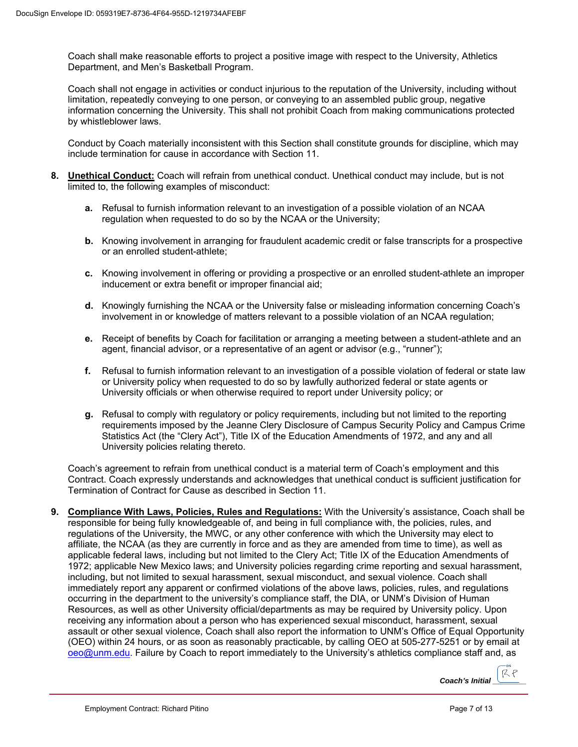Coach shall make reasonable efforts to project a positive image with respect to the University, Athletics Department, and Men's Basketball Program.

Coach shall not engage in activities or conduct injurious to the reputation of the University, including without limitation, repeatedly conveying to one person, or conveying to an assembled public group, negative information concerning the University. This shall not prohibit Coach from making communications protected by whistleblower laws.

Conduct by Coach materially inconsistent with this Section shall constitute grounds for discipline, which may include termination for cause in accordance with Section 11.

**8. <u>Unethical Conduct:</u>** Coach will refrain from unethical conduct. Unethical conduct may include, but is not limited to, the following examples of misconduct:

- **a.** Refusal to furnish information relevant to an investigation of a possible violation of an NCAA regulation when requested to do so by the NCAA or the University;
- **b.** Knowing involvement in arranging for fraudulent academic credit or false transcripts for a prospective or an enrolled student-athlete;
- **c.** Knowing involvement in offering or providing a prospective or an enrolled student-athlete an improper inducement or extra benefit or improper financial aid;
- **d.** Knowingly furnishing the NCAA or the University false or misleading information concerning Coach's involvement in or knowledge of matters relevant to a possible violation of an NCAA regulation;
- **e.** Receipt of benefits by Coach for facilitation or arranging a meeting between a student-athlete and an agent, financial advisor, or a representative of an agent or advisor (e.g., "runner");
- **f.** Refusal to furnish information relevant to an investigation of a possible violation of federal or state law or University policy when requested to do so by lawfully authorized federal or state agents or University officials or when otherwise required to report under University policy; or
- **g.** Refusal to comply with regulatory or policy requirements, including but not limited to the reporting requirements imposed by the Jeanne Clery Disclosure of Campus Security Policy and Campus Crime Statistics Act (the "Clery Act"), Title IX of the Education Amendments of 1972, and any and all University policies relating thereto.

Coach's agreement to refrain from unethical conduct is a material term of Coach's employment and this Contract. Coach expressly understands and acknowledges that unethical conduct is sufficient justification for Termination of Contract for Cause as described in Section 11.

**9. <u>Compliance With Laws, Policies, Rules and Regulations:</u>** With the University's assistance, Coach shall be responsible for being fully knowledgeable of, and being in full compliance with, the policies, rules, and regulations of the University, the MWC, or any other conference with which the University may elect to affiliate, the NCAA (as they are currently in force and as they are amended from time to time), as well as applicable federal laws, including but not limited to the Clery Act; Title IX of the Education Amendments of 1972; applicable New Mexico laws; and University policies regarding crime reporting and sexual harassment, including, but not limited to sexual harassment, sexual misconduct, and sexual violence. Coach shall immediately report any apparent or confirmed violations of the above laws, policies, rules, and regulations occurring in the department to the university's compliance staff, the DIA, or UNM's Division of Human Resources, as well as other University official/departments as may be required by University policy. Upon receiving any information about a person who has experienced sexual misconduct, harassment, sexual assault or other sexual violence, Coach shall also report the information to UNM's Office of Equal Opportunity (OEO) within 24 hours, or as soon as reasonably practicable, by calling OEO at 505-277-5251 or by email at oeo@unm.edu. Failure by Coach to report immediately to the University's athletics compliance staff and, as

*Coach's Initial* RP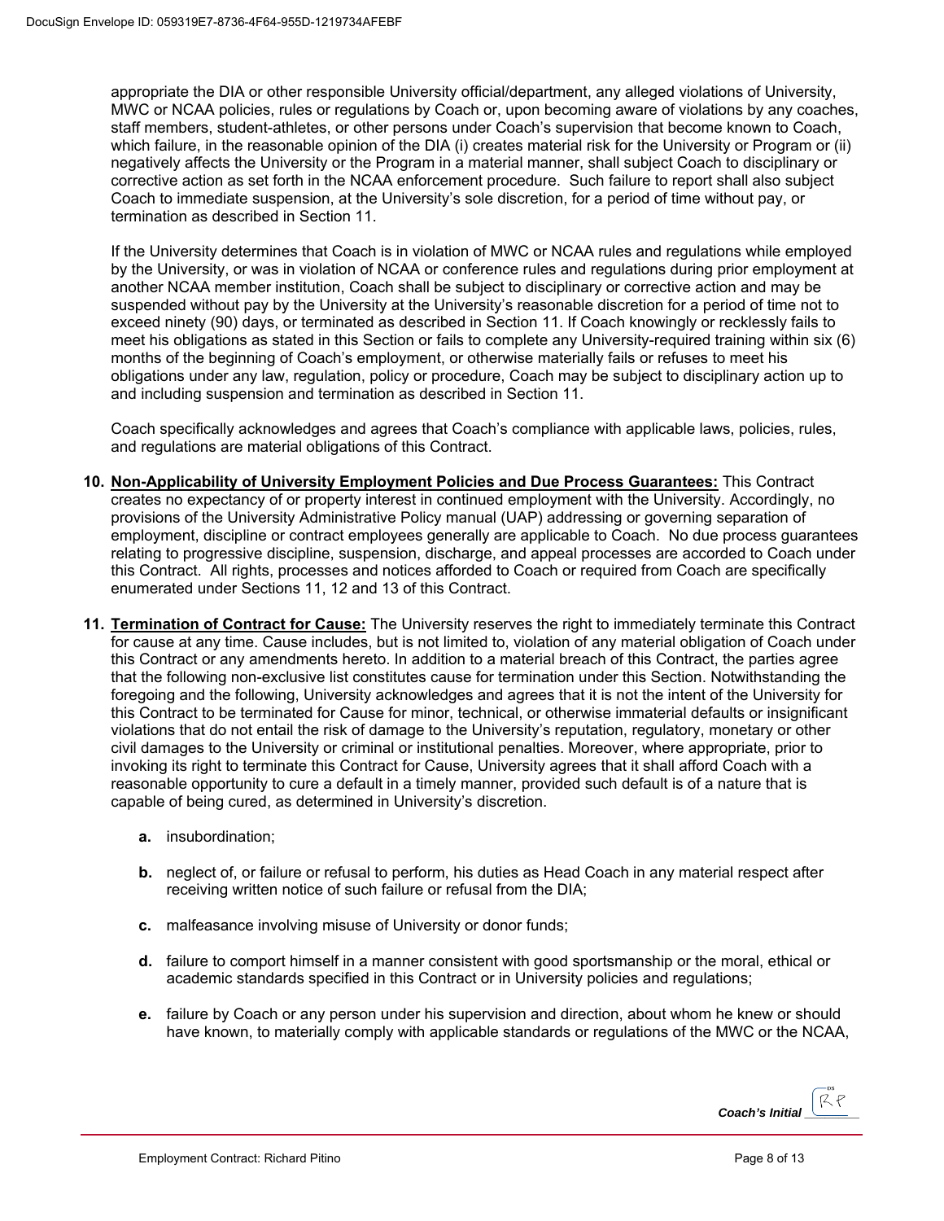appropriate the DIA or other responsible University official/department, any alleged violations of University, MWC or NCAA policies, rules or regulations by Coach or, upon becoming aware of violations by any coaches, staff members, student-athletes, or other persons under Coach's supervision that become known to Coach, which failure, in the reasonable opinion of the DIA (i) creates material risk for the University or Program or (ii) negatively affects the University or the Program in a material manner, shall subject Coach to disciplinary or corrective action as set forth in the NCAA enforcement procedure. Such failure to report shall also subject Coach to immediate suspension, at the University's sole discretion, for a period of time without pay, or termination as described in Section 11.

If the University determines that Coach is in violation of MWC or NCAA rules and regulations while employed by the University, or was in violation of NCAA or conference rules and regulations during prior employment at another NCAA member institution, Coach shall be subject to disciplinary or corrective action and may be suspended without pay by the University at the University's reasonable discretion for a period of time not to exceed ninety (90) days, or terminated as described in Section 11. If Coach knowingly or recklessly fails to meet his obligations as stated in this Section or fails to complete any University-required training within six (6) months of the beginning of Coach's employment, or otherwise materially fails or refuses to meet his obligations under any law, regulation, policy or procedure, Coach may be subject to disciplinary action up to and including suspension and termination as described in Section 11.

Coach specifically acknowledges and agrees that Coach's compliance with applicable laws, policies, rules, and regulations are material obligations of this Contract.

**10. Non-Applicability of University Employment Policies and Due Process Guarantees:** This Contract creates no expectancy of or property interest in continued employment with the University. Accordingly, no provisions of the University Administrative Policy manual (UAP) addressing or governing separation of employment, discipline or contract employees generally are applicable to Coach. No due process guarantees relating to progressive discipline, suspension, discharge, and appeal processes are accorded to Coach under this Contract. All rights, processes and notices afforded to Coach or required from Coach are specifically enumerated under Sections 11, 12 and 13 of this Contract.

**11. Termination of Contract for Cause:** The University reserves the right to immediately terminate this Contract for cause at any time. Cause includes, but is not limited to, violation of any material obligation of Coach under this Contract or any amendments hereto. In addition to a material breach of this Contract, the parties agree that the following non-exclusive list constitutes cause for termination under this Section. Notwithstanding the foregoing and the following, University acknowledges and agrees that it is not the intent of the University for this Contract to be terminated for Cause for minor, technical, or otherwise immaterial defaults or insignificant violations that do not entail the risk of damage to the University's reputation, regulatory, monetary or other civil damages to the University or criminal or institutional penalties. Moreover, where appropriate, prior to invoking its right to terminate this Contract for Cause, University agrees that it shall afford Coach with a reasonable opportunity to cure a default in a timely manner, provided such default is of a nature that is capable of being cured, as determined in University's discretion.

- **a.** insubordination;
- **b.** neglect of, or failure or refusal to perform, his duties as Head Coach in any material respect after receiving written notice of such failure or refusal from the DIA;
- **c.** malfeasance involving misuse of University or donor funds;
- **d.** failure to comport himself in a manner consistent with good sportsmanship or the moral, ethical or academic standards specified in this Contract or in University policies and regulations;
- **e.** failure by Coach or any person under his supervision and direction, about whom he knew or should have known, to materially comply with applicable standards or regulations of the MWC or the NCAA,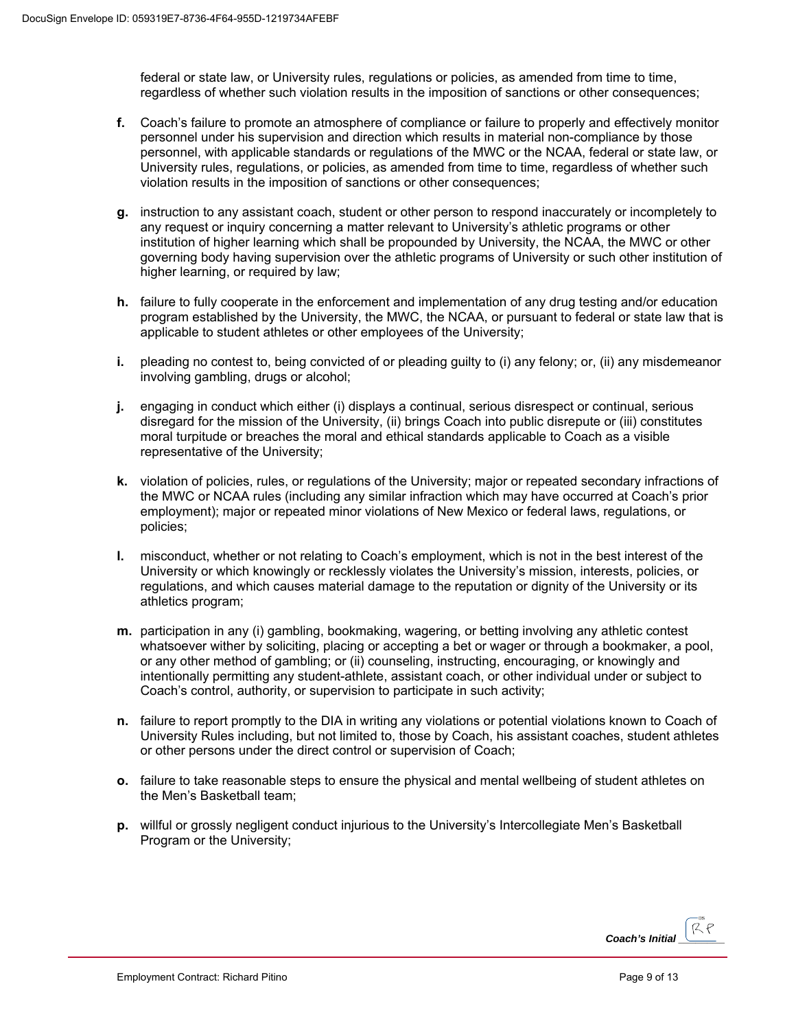federal or state law, or University rules, regulations or policies, as amended from time to time, regardless of whether such violation results in the imposition of sanctions or other consequences;

**f.** Coach's failure to promote an atmosphere of compliance or failure to properly and effectively monitor personnel under his supervision and direction which results in material non-compliance by those personnel, with applicable standards or regulations of the MWC or the NCAA, federal or state law, or University rules, regulations, or policies, as amended from time to time, regardless of whether such violation results in the imposition of sanctions or other consequences;

**g.** instruction to any assistant coach, student or other person to respond inaccurately or incompletely to any request or inquiry concerning a matter relevant to University's athletic programs or other institution of higher learning which shall be propounded by University, the NCAA, the MWC or other governing body having supervision over the athletic programs of University or such other institution of higher learning, or required by law;

**h.** failure to fully cooperate in the enforcement and implementation of any drug testing and/or education program established by the University, the MWC, the NCAA, or pursuant to federal or state law that is applicable to student athletes or other employees of the University;

**i.** pleading no contest to, being convicted of or pleading guilty to (i) any felony; or, (ii) any misdemeanor involving gambling, drugs or alcohol;

**j.** engaging in conduct which either (i) displays a continual, serious disrespect or continual, serious disregard for the mission of the University, (ii) brings Coach into public disrepute or (iii) constitutes moral turpitude or breaches the moral and ethical standards applicable to Coach as a visible representative of the University;

**k.** violation of policies, rules, or regulations of the University; major or repeated secondary infractions of the MWC or NCAA rules (including any similar infraction which may have occurred at Coach's prior employment); major or repeated minor violations of New Mexico or federal laws, regulations, or policies;

**l.** misconduct, whether or not relating to Coach's employment, which is not in the best interest of the University or which knowingly or recklessly violates the University's mission, interests, policies, or regulations, and which causes material damage to the reputation or dignity of the University or its athletics program;

**m.** participation in any (i) gambling, bookmaking, wagering, or betting involving any athletic contest whatsoever wither by soliciting, placing or accepting a bet or wager or through a bookmaker, a pool, or any other method of gambling; or (ii) counseling, instructing, encouraging, or knowingly and intentionally permitting any student-athlete, assistant coach, or other individual under or subject to Coach's control, authority, or supervision to participate in such activity;

**n.** failure to report promptly to the DIA in writing any violations or potential violations known to Coach of University Rules including, but not limited to, those by Coach, his assistant coaches, student athletes or other persons under the direct control or supervision of Coach;

**o.** failure to take reasonable steps to ensure the physical and mental wellbeing of student athletes on the Men's Basketball team;

**p.** willful or grossly negligent conduct injurious to the University's Intercollegiate Men's Basketball Program or the University;

***Coach's Initial*** RP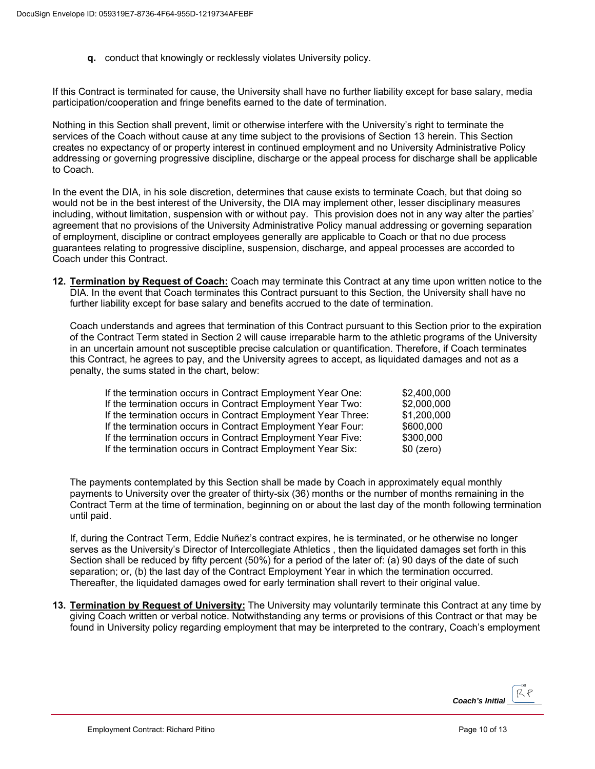**q.** conduct that knowingly or recklessly violates University policy.

If this Contract is terminated for cause, the University shall have no further liability except for base salary, media participation/cooperation and fringe benefits earned to the date of termination.

Nothing in this Section shall prevent, limit or otherwise interfere with the University's right to terminate the services of the Coach without cause at any time subject to the provisions of Section 13 herein. This Section creates no expectancy of or property interest in continued employment and no University Administrative Policy addressing or governing progressive discipline, discharge or the appeal process for discharge shall be applicable to Coach.

In the event the DIA, in his sole discretion, determines that cause exists to terminate Coach, but that doing so would not be in the best interest of the University, the DIA may implement other, lesser disciplinary measures including, without limitation, suspension with or without pay. This provision does not in any way alter the parties' agreement that no provisions of the University Administrative Policy manual addressing or governing separation of employment, discipline or contract employees generally are applicable to Coach or that no due process guarantees relating to progressive discipline, suspension, discharge, and appeal processes are accorded to Coach under this Contract.

**12. <u>Termination by Request of Coach:</u>** Coach may terminate this Contract at any time upon written notice to the DIA. In the event that Coach terminates this Contract pursuant to this Section, the University shall have no further liability except for base salary and benefits accrued to the date of termination.

Coach understands and agrees that termination of this Contract pursuant to this Section prior to the expiration of the Contract Term stated in Section 2 will cause irreparable harm to the athletic programs of the University in an uncertain amount not susceptible precise calculation or quantification. Therefore, if Coach terminates this Contract, he agrees to pay, and the University agrees to accept, as liquidated damages and not as a penalty, the sums stated in the chart, below:

| | |
|---|---|
| If the termination occurs in Contract Employment Year One: | $2,400,000 |
| If the termination occurs in Contract Employment Year Two: | $2,000,000 |
| If the termination occurs in Contract Employment Year Three: | $1,200,000 |
| If the termination occurs in Contract Employment Year Four: | $600,000 |
| If the termination occurs in Contract Employment Year Five: | $300,000 |
| If the termination occurs in Contract Employment Year Six: | $0 (zero) |

The payments contemplated by this Section shall be made by Coach in approximately equal monthly payments to University over the greater of thirty-six (36) months or the number of months remaining in the Contract Term at the time of termination, beginning on or about the last day of the month following termination until paid.

If, during the Contract Term, Eddie Nuñez's contract expires, he is terminated, or he otherwise no longer serves as the University's Director of Intercollegiate Athletics , then the liquidated damages set forth in this Section shall be reduced by fifty percent (50%) for a period of the later of: (a) 90 days of the date of such separation; or, (b) the last day of the Contract Employment Year in which the termination occurred. Thereafter, the liquidated damages owed for early termination shall revert to their original value.

**13. <u>Termination by Request of University:</u>** The University may voluntarily terminate this Contract at any time by giving Coach written or verbal notice. Notwithstanding any terms or provisions of this Contract or that may be found in University policy regarding employment that may be interpreted to the contrary, Coach's employment

*Coach's Initial* RP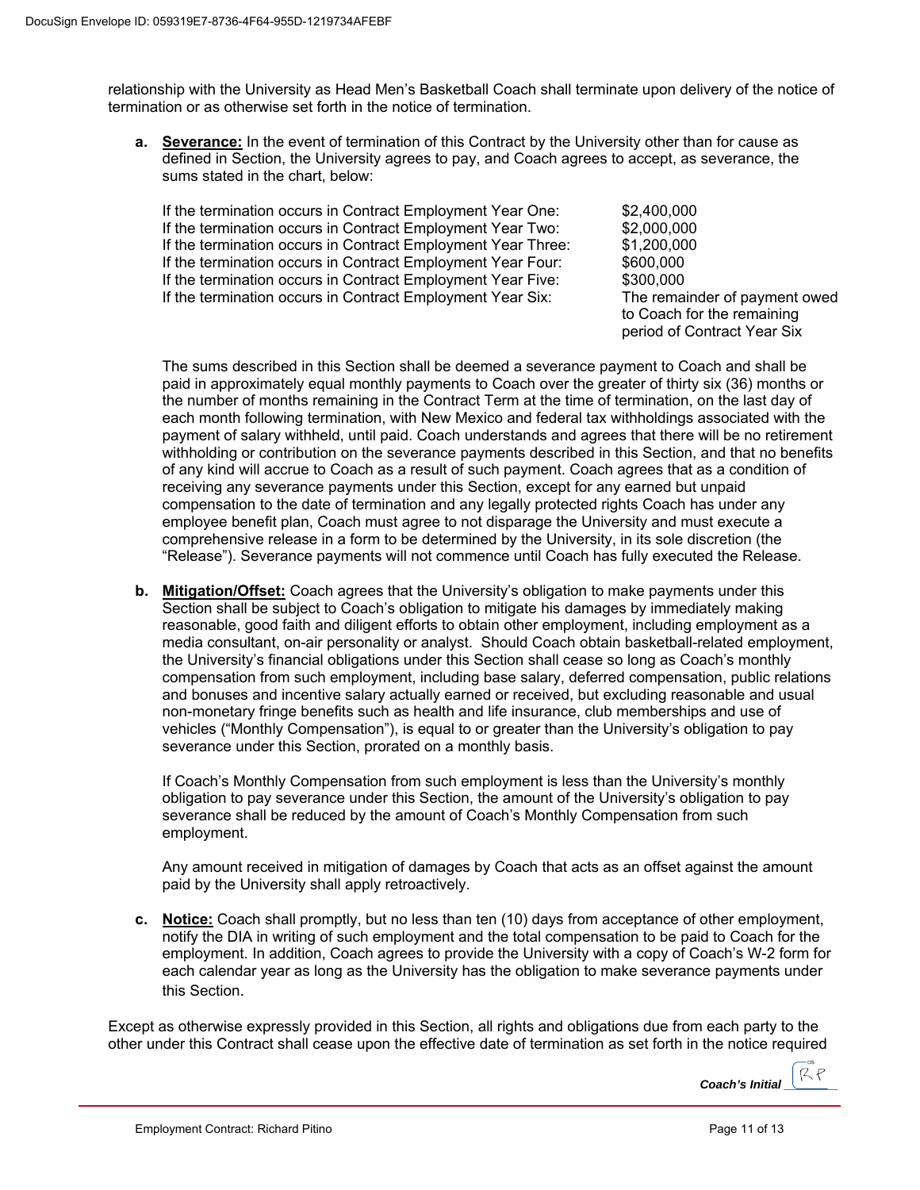relationship with the University as Head Men's Basketball Coach shall terminate upon delivery of the notice of termination or as otherwise set forth in the notice of termination.

**a. Severance:** In the event of termination of this Contract by the University other than for cause as defined in Section, the University agrees to pay, and Coach agrees to accept, as severance, the sums stated in the chart, below:

| | |
|---|---|
| If the termination occurs in Contract Employment Year One: | \$2,400,000 |
| If the termination occurs in Contract Employment Year Two: | \$2,000,000 |
| If the termination occurs in Contract Employment Year Three: | \$1,200,000 |
| If the termination occurs in Contract Employment Year Four: | \$600,000 |
| If the termination occurs in Contract Employment Year Five: | \$300,000 |
| If the termination occurs in Contract Employment Year Six: | The remainder of payment owed to Coach for the remaining period of Contract Year Six |

The sums described in this Section shall be deemed a severance payment to Coach and shall be paid in approximately equal monthly payments to Coach over the greater of thirty six (36) months or the number of months remaining in the Contract Term at the time of termination, on the last day of each month following termination, with New Mexico and federal tax withholdings associated with the payment of salary withheld, until paid. Coach understands and agrees that there will be no retirement withholding or contribution on the severance payments described in this Section, and that no benefits of any kind will accrue to Coach as a result of such payment. Coach agrees that as a condition of receiving any severance payments under this Section, except for any earned but unpaid compensation to the date of termination and any legally protected rights Coach has under any employee benefit plan, Coach must agree to not disparage the University and must execute a comprehensive release in a form to be determined by the University, in its sole discretion (the "Release"). Severance payments will not commence until Coach has fully executed the Release.

**b. Mitigation/Offset:** Coach agrees that the University's obligation to make payments under this Section shall be subject to Coach's obligation to mitigate his damages by immediately making reasonable, good faith and diligent efforts to obtain other employment, including employment as a media consultant, on-air personality or analyst. Should Coach obtain basketball-related employment, the University's financial obligations under this Section shall cease so long as Coach's monthly compensation from such employment, including base salary, deferred compensation, public relations and bonuses and incentive salary actually earned or received, but excluding reasonable and usual non-monetary fringe benefits such as health and life insurance, club memberships and use of vehicles ("Monthly Compensation"), is equal to or greater than the University's obligation to pay severance under this Section, prorated on a monthly basis.

If Coach's Monthly Compensation from such employment is less than the University's monthly obligation to pay severance under this Section, the amount of the University's obligation to pay severance shall be reduced by the amount of Coach's Monthly Compensation from such employment.

Any amount received in mitigation of damages by Coach that acts as an offset against the amount paid by the University shall apply retroactively.

**c. Notice:** Coach shall promptly, but no less than ten (10) days from acceptance of other employment, notify the DIA in writing of such employment and the total compensation to be paid to Coach for the employment. In addition, Coach agrees to provide the University with a copy of Coach's W-2 form for each calendar year as long as the University has the obligation to make severance payments under this Section.

Except as otherwise expressly provided in this Section, all rights and obligations due from each party to the other under this Contract shall cease upon the effective date of termination as set forth in the notice required

*Coach's Initial* RP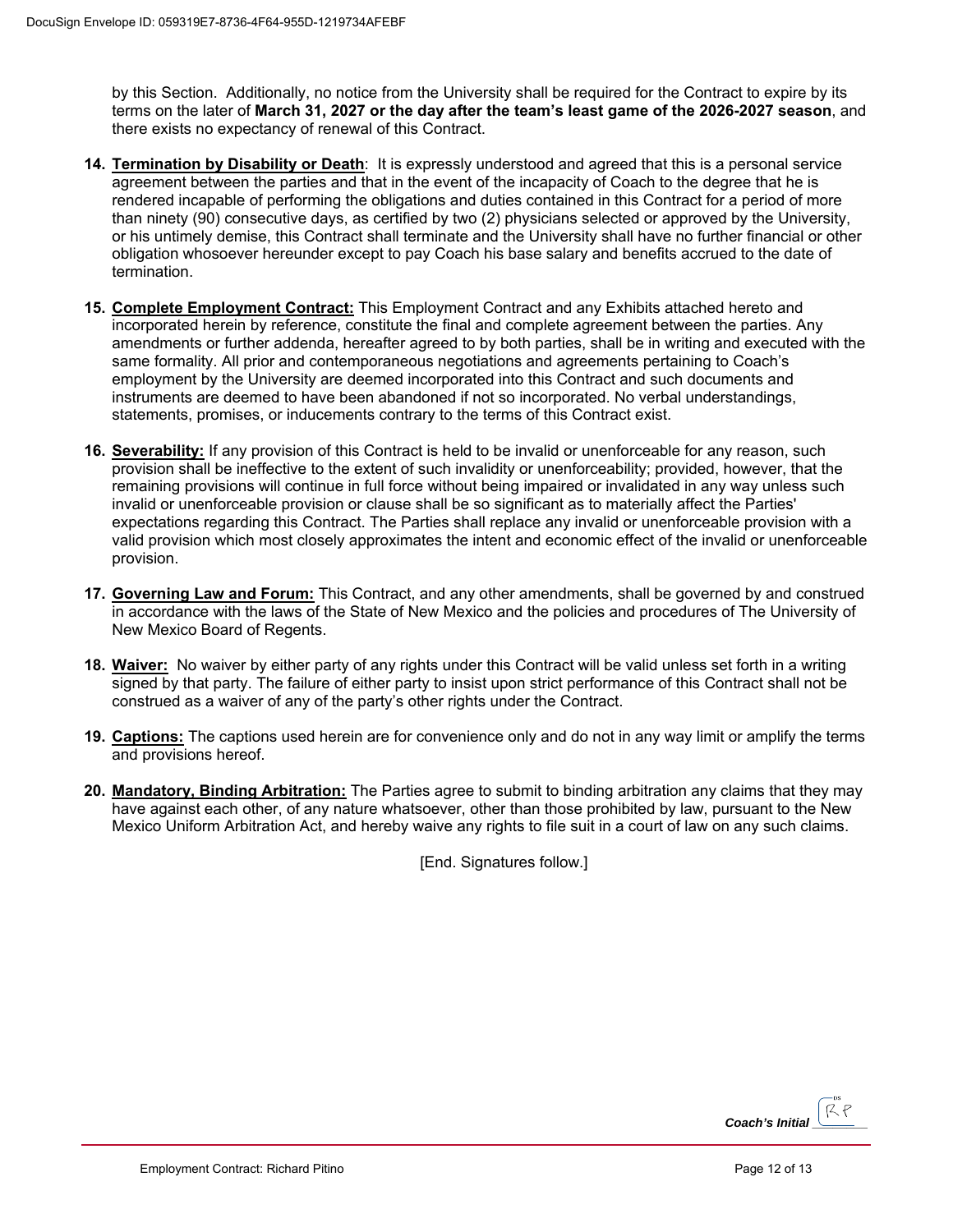by this Section. Additionally, no notice from the University shall be required for the Contract to expire by its terms on the later of **March 31, 2027 or the day after the team's least game of the 2026-2027 season**, and there exists no expectancy of renewal of this Contract.

**14. Termination by Disability or Death**: It is expressly understood and agreed that this is a personal service agreement between the parties and that in the event of the incapacity of Coach to the degree that he is rendered incapable of performing the obligations and duties contained in this Contract for a period of more than ninety (90) consecutive days, as certified by two (2) physicians selected or approved by the University, or his untimely demise, this Contract shall terminate and the University shall have no further financial or other obligation whosoever hereunder except to pay Coach his base salary and benefits accrued to the date of termination.

**15. Complete Employment Contract:** This Employment Contract and any Exhibits attached hereto and incorporated herein by reference, constitute the final and complete agreement between the parties. Any amendments or further addenda, hereafter agreed to by both parties, shall be in writing and executed with the same formality. All prior and contemporaneous negotiations and agreements pertaining to Coach's employment by the University are deemed incorporated into this Contract and such documents and instruments are deemed to have been abandoned if not so incorporated. No verbal understandings, statements, promises, or inducements contrary to the terms of this Contract exist.

**16. Severability:** If any provision of this Contract is held to be invalid or unenforceable for any reason, such provision shall be ineffective to the extent of such invalidity or unenforceability; provided, however, that the remaining provisions will continue in full force without being impaired or invalidated in any way unless such invalid or unenforceable provision or clause shall be so significant as to materially affect the Parties' expectations regarding this Contract. The Parties shall replace any invalid or unenforceable provision with a valid provision which most closely approximates the intent and economic effect of the invalid or unenforceable provision.

**17. Governing Law and Forum:** This Contract, and any other amendments, shall be governed by and construed in accordance with the laws of the State of New Mexico and the policies and procedures of The University of New Mexico Board of Regents.

**18. Waiver:** No waiver by either party of any rights under this Contract will be valid unless set forth in a writing signed by that party. The failure of either party to insist upon strict performance of this Contract shall not be construed as a waiver of any of the party's other rights under the Contract.

**19. Captions:** The captions used herein are for convenience only and do not in any way limit or amplify the terms and provisions hereof.

**20. Mandatory, Binding Arbitration:** The Parties agree to submit to binding arbitration any claims that they may have against each other, of any nature whatsoever, other than those prohibited by law, pursuant to the New Mexico Uniform Arbitration Act, and hereby waive any rights to file suit in a court of law on any such claims.

[End. Signatures follow.]

*Coach's Initial* RP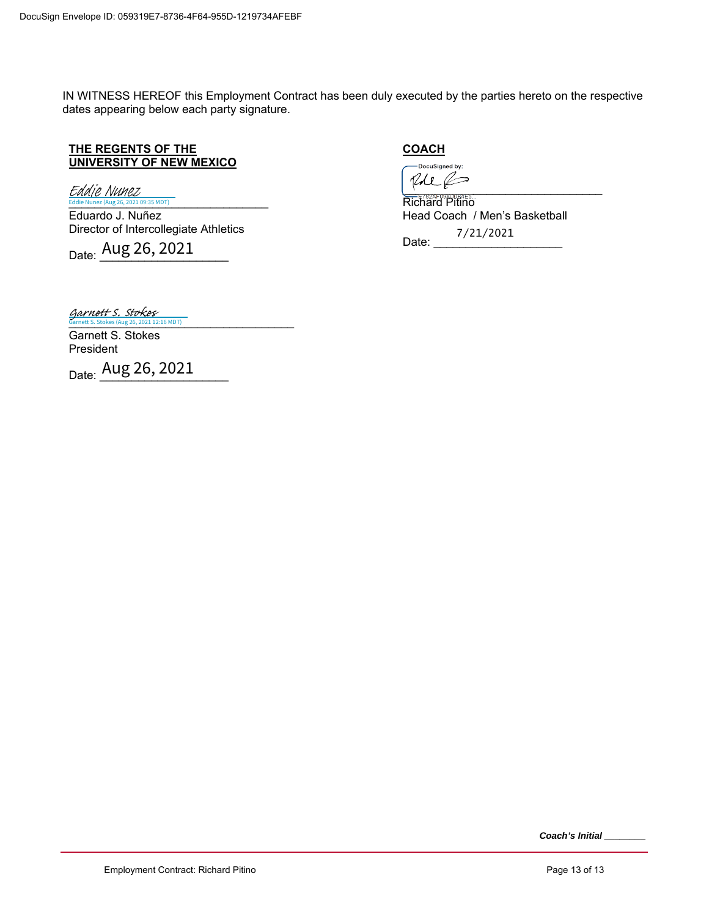DocuSign Envelope ID: 059319E7-8736-4F64-955D-1219734AFEBF

IN WITNESS HEREOF this Employment Contract has been duly executed by the parties hereto on the respective dates appearing below each party signature.

**THE REGENTS OF THE UNIVERSITY OF NEW MEXICO**

Eddie Nunez
Eddie Nunez (Aug 26, 2021 09:35 MDT)
Eduardo J. Nuñez
Director of Intercollegiate Athletics

Date: Aug 26, 2021

Garnett S. Stokes
Garnett S. Stokes (Aug 26, 2021 12:16 MDT)
Garnett S. Stokes
President

Date: Aug 26, 2021

**COACH**

DocuSigned by:
Richard Pitino
Head Coach / Men's Basketball

Date: 7/21/2021

***Coach's Initial*** ________

Employment Contract: Richard Pitino